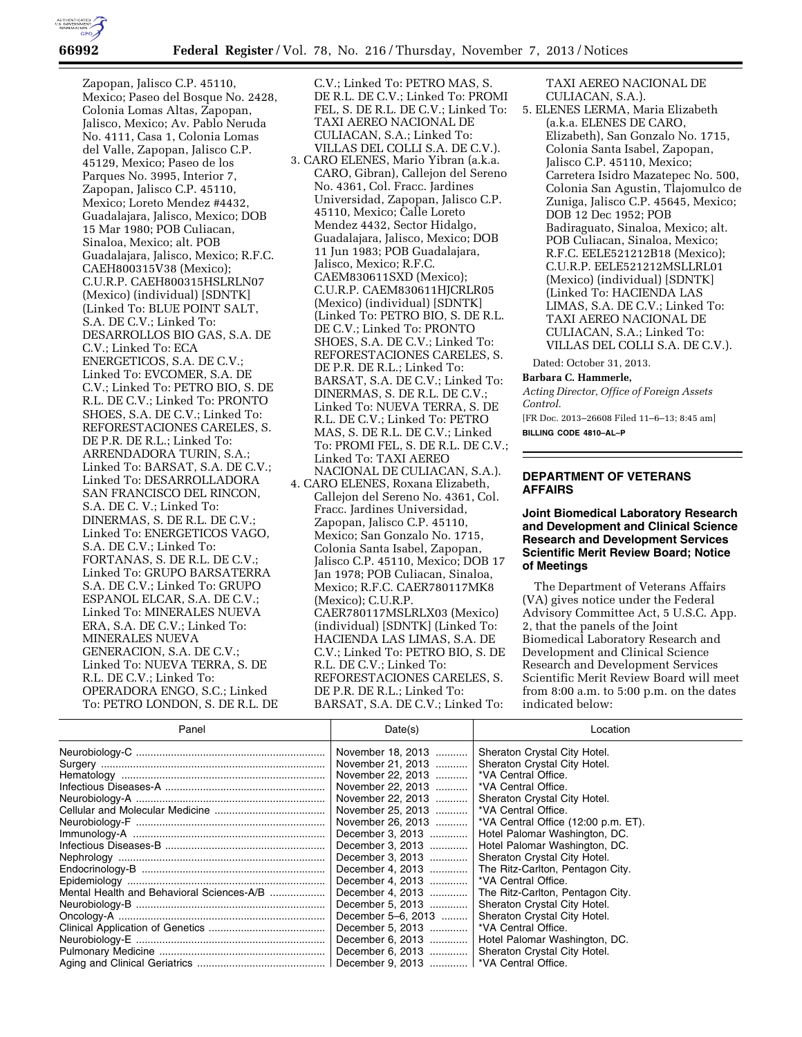Zapopan, Jalisco C.P. 45110, Mexico; Paseo del Bosque No. 2428, Colonia Lomas Altas, Zapopan, Jalisco, Mexico; Av. Pablo Neruda No. 4111, Casa 1, Colonia Lomas del Valle, Zapopan, Jalisco C.P. 45129, Mexico; Paseo de los Parques No. 3995, Interior 7, Zapopan, Jalisco C.P. 45110, Mexico; Loreto Mendez #4432, Guadalajara, Jalisco, Mexico; DOB 15 Mar 1980; POB Culiacan, Sinaloa, Mexico; alt. POB Guadalajara, Jalisco, Mexico; R.F.C. CAEH800315V38 (Mexico); C.U.R.P. CAEH800315HSLRLN07 (Mexico) (individual) [SDNTK] (Linked To: BLUE POINT SALT, S.A. DE C.V.; Linked To: DESARROLLOS BIO GAS, S.A. DE C.V.; Linked To: ECA ENERGETICOS, S.A. DE C.V.; Linked To: EVCOMER, S.A. DE C.V.; Linked To: PETRO BIO, S. DE R.L. DE C.V.; Linked To: PRONTO SHOES, S.A. DE C.V.; Linked To: REFORESTACIONES CARELES, S. DE P.R. DE R.L.; Linked To: ARRENDADORA TURIN, S.A.; Linked To: BARSAT, S.A. DE C.V.; Linked To: DESARROLLADORA SAN FRANCISCO DEL RINCON, S.A. DE C. V.; Linked To: DINERMAS, S. DE R.L. DE C.V.; Linked To: ENERGETICOS VAGO, S.A. DE C.V.; Linked To: FORTANAS, S. DE R.L. DE C.V.; Linked To: GRUPO BARSATERRA S.A. DE C.V.; Linked To: GRUPO ESPANOL ELCAR, S.A. DE C.V.; Linked To: MINERALES NUEVA ERA, S.A. DE C.V.; Linked To: MINERALES NUEVA GENERACION, S.A. DE C.V.; Linked To: NUEVA TERRA, S. DE R.L. DE C.V.; Linked To: OPERADORA ENGO, S.C.; Linked To: PETRO LONDON, S. DE R.L. DE C.V.; Linked To: PETRO MAS, S. DE R.L. DE C.V.; Linked To: PROMI FEL, S. DE R.L. DE C.V.; Linked To: TAXI AEREO NACIONAL DE CULIACAN, S.A.; Linked To: VILLAS DEL COLLI S.A. DE C.V.).

3. CARO ELENES, Mario Yibran (a.k.a. CARO, Gibran), Callejon del Sereno No. 4361, Col. Fracc. Jardines Universidad, Zapopan, Jalisco C.P. 45110, Mexico; Calle Loreto Mendez 4432, Sector Hidalgo, Guadalajara, Jalisco, Mexico; DOB 11 Jun 1983; POB Guadalajara, Jalisco, Mexico; R.F.C. CAEM830611SXD (Mexico); C.U.R.P. CAEM830611HJCRLR05 (Mexico) (individual) [SDNTK] (Linked To: PETRO BIO, S. DE R.L. DE C.V.; Linked To: PRONTO SHOES, S.A. DE C.V.; Linked To: REFORESTACIONES CARELES, S. DE P.R. DE R.L.; Linked To: BARSAT, S.A. DE C.V.; Linked To: DINERMAS, S. DE R.L. DE C.V.; Linked To: NUEVA TERRA, S. DE R.L. DE C.V.; Linked To: PETRO MAS, S. DE R.L. DE C.V.; Linked To: PROMI FEL, S. DE R.L. DE C.V.; Linked To: TAXI AEREO NACIONAL DE CULIACAN, S.A.).
4. CARO ELENES, Roxana Elizabeth, Callejon del Sereno No. 4361, Col. Fracc. Jardines Universidad, Zapopan, Jalisco C.P. 45110, Mexico; San Gonzalo No. 1715, Colonia Santa Isabel, Zapopan, Jalisco C.P. 45110, Mexico; DOB 17 Jan 1978; POB Culiacan, Sinaloa, Mexico; R.F.C. CAER780117MK8 (Mexico); C.U.R.P. CAER780117MSLRLX03 (Mexico) (individual) [SDNTK] (Linked To: HACIENDA LAS LIMAS, S.A. DE C.V.; Linked To: PETRO BIO, S. DE R.L. DE C.V.; Linked To: REFORESTACIONES CARELES, S. DE P.R. DE R.L.; Linked To: BARSAT, S.A. DE C.V.; Linked To: TAXI AEREO NACIONAL DE CULIACAN, S.A.).
5. ELENES LERMA, Maria Elizabeth (a.k.a. ELENES DE CARO, Elizabeth), San Gonzalo No. 1715, Colonia Santa Isabel, Zapopan, Jalisco C.P. 45110, Mexico; Carretera Isidro Mazatepec No. 500, Colonia San Agustin, Tlajomulco de Zuniga, Jalisco C.P. 45645, Mexico; DOB 12 Dec 1952; POB Badiraguato, Sinaloa, Mexico; alt. POB Culiacan, Sinaloa, Mexico; R.F.C. EELE521212B18 (Mexico); C.U.R.P. EELE521212MSLLRL01 (Mexico) (individual) [SDNTK] (Linked To: HACIENDA LAS LIMAS, S.A. DE C.V.; Linked To: TAXI AEREO NACIONAL DE CULIACAN, S.A.; Linked To: VILLAS DEL COLLI S.A. DE C.V.).

Dated: October 31, 2013.

**Barbara C. Hammerle,**

*Acting Director, Office of Foreign Assets Control.*

[FR Doc. 2013–26608 Filed 11–6–13; 8:45 am]

**BILLING CODE 4810–AL–P**

## DEPARTMENT OF VETERANS AFFAIRS

### Joint Biomedical Laboratory Research and Development and Clinical Science Research and Development Services Scientific Merit Review Board; Notice of Meetings

The Department of Veterans Affairs (VA) gives notice under the Federal Advisory Committee Act, 5 U.S.C. App. 2, that the panels of the Joint Biomedical Laboratory Research and Development and Clinical Science Research and Development Services Scientific Merit Review Board will meet from 8:00 a.m. to 5:00 p.m. on the dates indicated below:

| Panel | Date(s) | Location |
|---|---|---|
| Neurobiology-C | November 18, 2013 | Sheraton Crystal City Hotel. |
| Surgery | November 21, 2013 | Sheraton Crystal City Hotel. |
| Hematology | November 22, 2013 | *VA Central Office. |
| Infectious Diseases-A | November 22, 2013 | *VA Central Office. |
| Neurobiology-A | November 22, 2013 | Sheraton Crystal City Hotel. |
| Cellular and Molecular Medicine | November 25, 2013 | *VA Central Office. |
| Neurobiology-F | November 26, 2013 | *VA Central Office (12:00 p.m. ET). |
| Immunology-A | December 3, 2013 | Hotel Palomar Washington, DC. |
| Infectious Diseases-B | December 3, 2013 | Hotel Palomar Washington, DC. |
| Nephrology | December 3, 2013 | Sheraton Crystal City Hotel. |
| Endocrinology-B | December 4, 2013 | The Ritz-Carlton, Pentagon City. |
| Epidemiology | December 4, 2013 | *VA Central Office. |
| Mental Health and Behavioral Sciences-A/B | December 4, 2013 | The Ritz-Carlton, Pentagon City. |
| Neurobiology-B | December 5, 2013 | Sheraton Crystal City Hotel. |
| Oncology-A | December 5–6, 2013 | Sheraton Crystal City Hotel. |
| Clinical Application of Genetics | December 5, 2013 | *VA Central Office. |
| Neurobiology-E | December 6, 2013 | Hotel Palomar Washington, DC. |
| Pulmonary Medicine | December 6, 2013 | Sheraton Crystal City Hotel. |
| Aging and Clinical Geriatrics | December 9, 2013 | *VA Central Office. |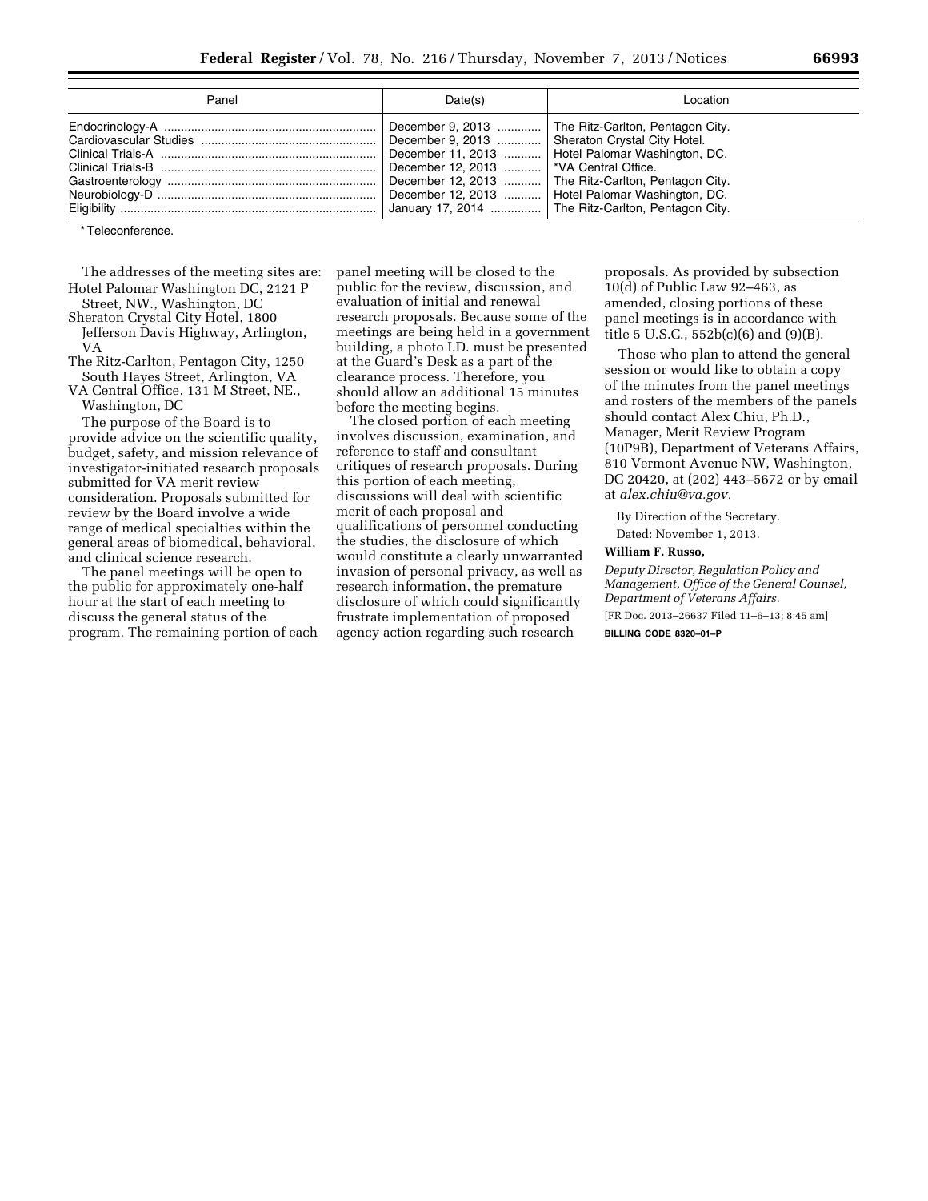| Panel | Date(s) | Location |
|---|---|---|
| Endocrinology-A | December 9, 2013 | The Ritz-Carlton, Pentagon City. |
| Cardiovascular Studies | December 9, 2013 | Sheraton Crystal City Hotel. |
| Clinical Trials-A | December 11, 2013 | Hotel Palomar Washington, DC. |
| Clinical Trials-B | December 12, 2013 | *VA Central Office. |
| Gastroenterology | December 12, 2013 | The Ritz-Carlton, Pentagon City. |
| Neurobiology-D | December 12, 2013 | Hotel Palomar Washington, DC. |
| Eligibility | January 17, 2014 | The Ritz-Carlton, Pentagon City. |

* Teleconference.

The addresses of the meeting sites are:

Hotel Palomar Washington DC, 2121 P Street, NW., Washington, DC

Sheraton Crystal City Hotel, 1800 Jefferson Davis Highway, Arlington, VA

The Ritz-Carlton, Pentagon City, 1250 South Hayes Street, Arlington, VA

VA Central Office, 131 M Street, NE., Washington, DC

The purpose of the Board is to provide advice on the scientific quality, budget, safety, and mission relevance of investigator-initiated research proposals submitted for VA merit review consideration. Proposals submitted for review by the Board involve a wide range of medical specialties within the general areas of biomedical, behavioral, and clinical science research.

The panel meetings will be open to the public for approximately one-half hour at the start of each meeting to discuss the general status of the program. The remaining portion of each panel meeting will be closed to the public for the review, discussion, and evaluation of initial and renewal research proposals. Because some of the meetings are being held in a government building, a photo I.D. must be presented at the Guard's Desk as a part of the clearance process. Therefore, you should allow an additional 15 minutes before the meeting begins.

The closed portion of each meeting involves discussion, examination, and reference to staff and consultant critiques of research proposals. During this portion of each meeting, discussions will deal with scientific merit of each proposal and qualifications of personnel conducting the studies, the disclosure of which would constitute a clearly unwarranted invasion of personal privacy, as well as research information, the premature disclosure of which could significantly frustrate implementation of proposed agency action regarding such research proposals. As provided by subsection 10(d) of Public Law 92–463, as amended, closing portions of these panel meetings is in accordance with title 5 U.S.C., 552b(c)(6) and (9)(B).

Those who plan to attend the general session or would like to obtain a copy of the minutes from the panel meetings and rosters of the members of the panels should contact Alex Chiu, Ph.D., Manager, Merit Review Program (10P9B), Department of Veterans Affairs, 810 Vermont Avenue NW, Washington, DC 20420, at (202) 443–5672 or by email at *alex.chiu@va.gov.*

By Direction of the Secretary.

Dated: November 1, 2013.

**William F. Russo,**

*Deputy Director, Regulation Policy and Management, Office of the General Counsel, Department of Veterans Affairs.*

[FR Doc. 2013–26637 Filed 11–6–13; 8:45 am]

**BILLING CODE 8320–01–P**